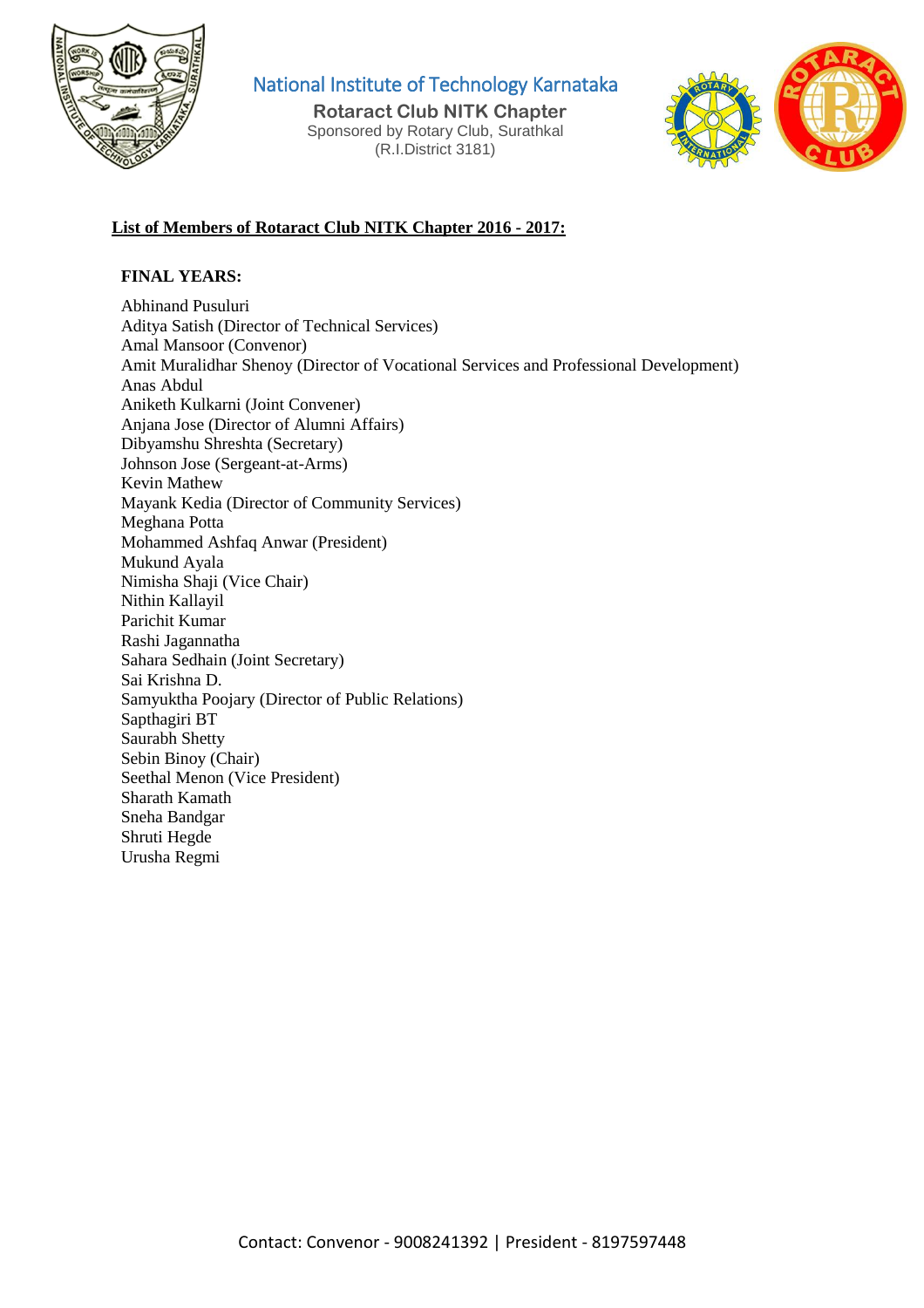National Institute of Technology Karnataka

**Rotaract Club NITK Chapter**

Sponsored by Rotary Club, Surathkal

(R.I.District 3181)

**List of Members of Rotaract Club NITK Chapter 2016 - 2017:**

**FINAL YEARS:**

Abhinand Pusuluri
Aditya Satish (Director of Technical Services)
Amal Mansoor (Convenor)
Amit Muralidhar Shenoy (Director of Vocational Services and Professional Development)
Anas Abdul
Aniketh Kulkarni (Joint Convener)
Anjana Jose (Director of Alumni Affairs)
Dibyamshu Shreshta (Secretary)
Johnson Jose (Sergeant-at-Arms)
Kevin Mathew
Mayank Kedia (Director of Community Services)
Meghana Potta
Mohammed Ashfaq Anwar (President)
Mukund Ayala
Nimisha Shaji (Vice Chair)
Nithin Kallayil
Parichit Kumar
Rashi Jagannatha
Sahara Sedhain (Joint Secretary)
Sai Krishna D.
Samyuktha Poojary (Director of Public Relations)
Sapthagiri BT
Saurabh Shetty
Sebin Binoy (Chair)
Seethal Menon (Vice President)
Sharath Kamath
Sneha Bandgar
Shruti Hegde
Urusha Regmi

Contact: Convenor - 9008241392 | President - 8197597448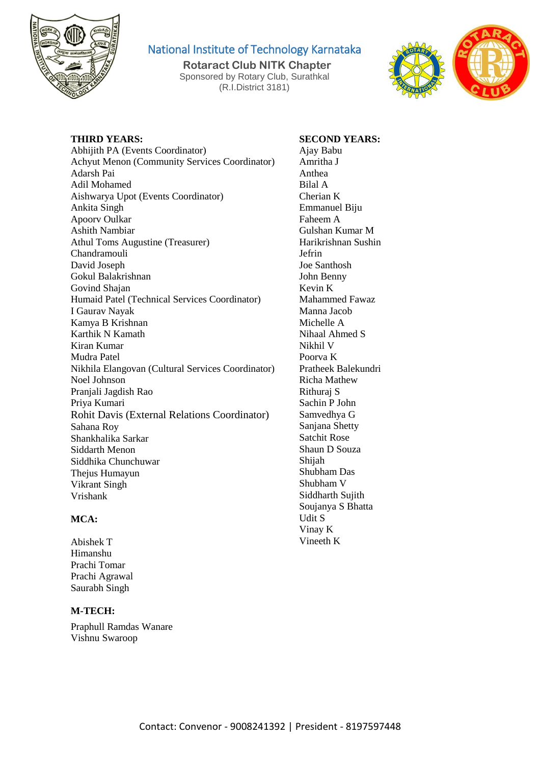National Institute of Technology Karnataka

Rotaract Club NITK Chapter

Sponsored by Rotary Club, Surathkal

(R.I.District 3181)

**THIRD YEARS:**

Abhijith PA (Events Coordinator)
Achyut Menon (Community Services Coordinator)
Adarsh Pai
Adil Mohamed
Aishwarya Upot (Events Coordinator)
Ankita Singh
Apoorv Oulkar
Ashith Nambiar
Athul Toms Augustine (Treasurer)
Chandramouli
David Joseph
Gokul Balakrishnan
Govind Shajan
Humaid Patel (Technical Services Coordinator)
I Gaurav Nayak
Kamya B Krishnan
Karthik N Kamath
Kiran Kumar
Mudra Patel
Nikhila Elangovan (Cultural Services Coordinator)
Noel Johnson
Pranjali Jagdish Rao
Priya Kumari
Rohit Davis (External Relations Coordinator)
Sahana Roy
Shankhalika Sarkar
Siddarth Menon
Siddhika Chunchuwar
Thejus Humayun
Vikrant Singh
Vrishank

**MCA:**

Abishek T
Himanshu
Prachi Tomar
Prachi Agrawal
Saurabh Singh

**M-TECH:**

Praphull Ramdas Wanare
Vishnu Swaroop

**SECOND YEARS:**

Ajay Babu
Amritha J
Anthea
Bilal A
Cherian K
Emmanuel Biju
Faheem A
Gulshan Kumar M
Harikrishnan Sushin
Jefrin
Joe Santhosh
John Benny
Kevin K
Mahammed Fawaz
Manna Jacob
Michelle A
Nihaal Ahmed S
Nikhil V
Poorva K
Pratheek Balekundri
Richa Mathew
Rithuraj S
Sachin P John
Samvedhya G
Sanjana Shetty
Satchit Rose
Shaun D Souza
Shijah
Shubham Das
Shubham V
Siddharth Sujith
Soujanya S Bhatta
Udit S
Vinay K
Vineeth K

Contact: Convenor - 9008241392 | President - 8197597448